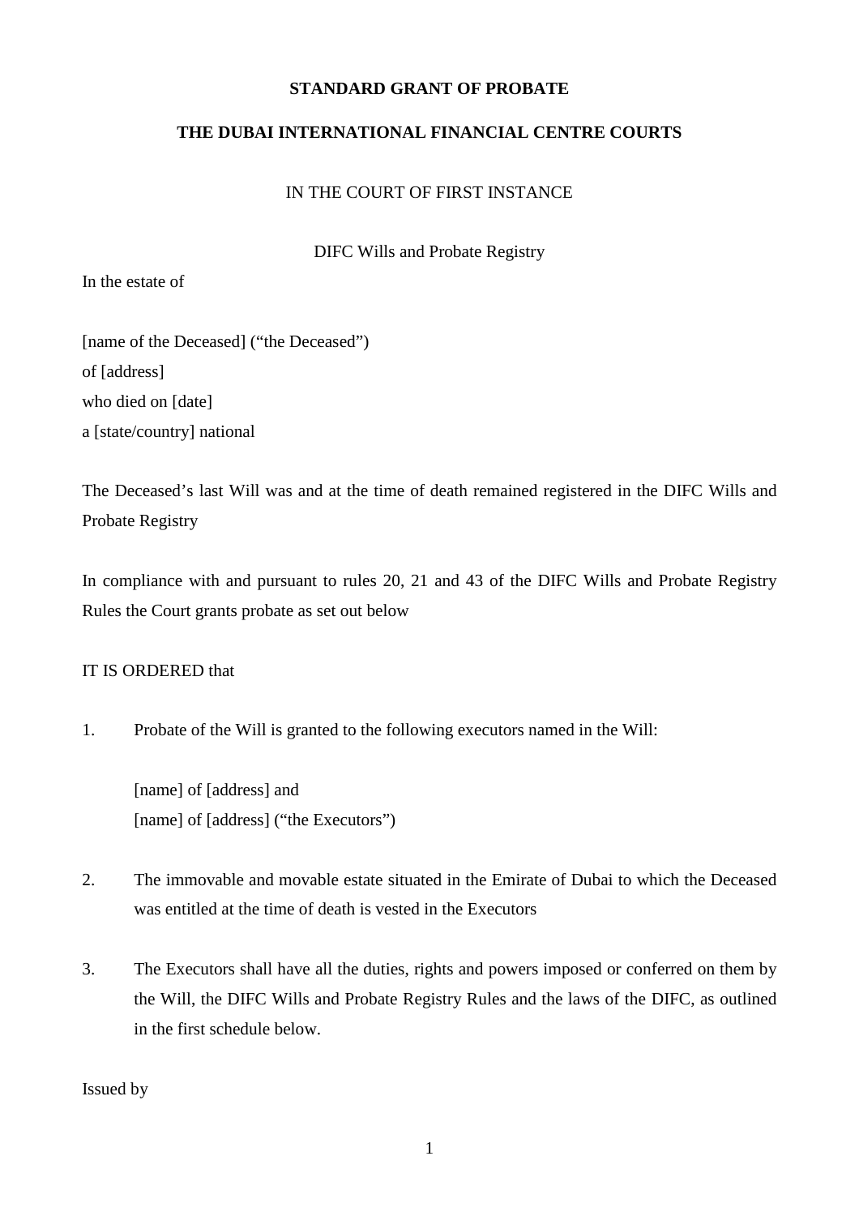**STANDARD GRANT OF PROBATE**

**THE DUBAI INTERNATIONAL FINANCIAL CENTRE COURTS**

IN THE COURT OF FIRST INSTANCE

DIFC Wills and Probate Registry

In the estate of

[name of the Deceased] ("the Deceased")
of [address]
who died on [date]
a [state/country] national

The Deceased's last Will was and at the time of death remained registered in the DIFC Wills and Probate Registry

In compliance with and pursuant to rules 20, 21 and 43 of the DIFC Wills and Probate Registry Rules the Court grants probate as set out below

IT IS ORDERED that

1. Probate of the Will is granted to the following executors named in the Will:

   [name] of [address] and
   [name] of [address] ("the Executors")

2. The immovable and movable estate situated in the Emirate of Dubai to which the Deceased was entitled at the time of death is vested in the Executors

3. The Executors shall have all the duties, rights and powers imposed or conferred on them by the Will, the DIFC Wills and Probate Registry Rules and the laws of the DIFC, as outlined in the first schedule below.

Issued by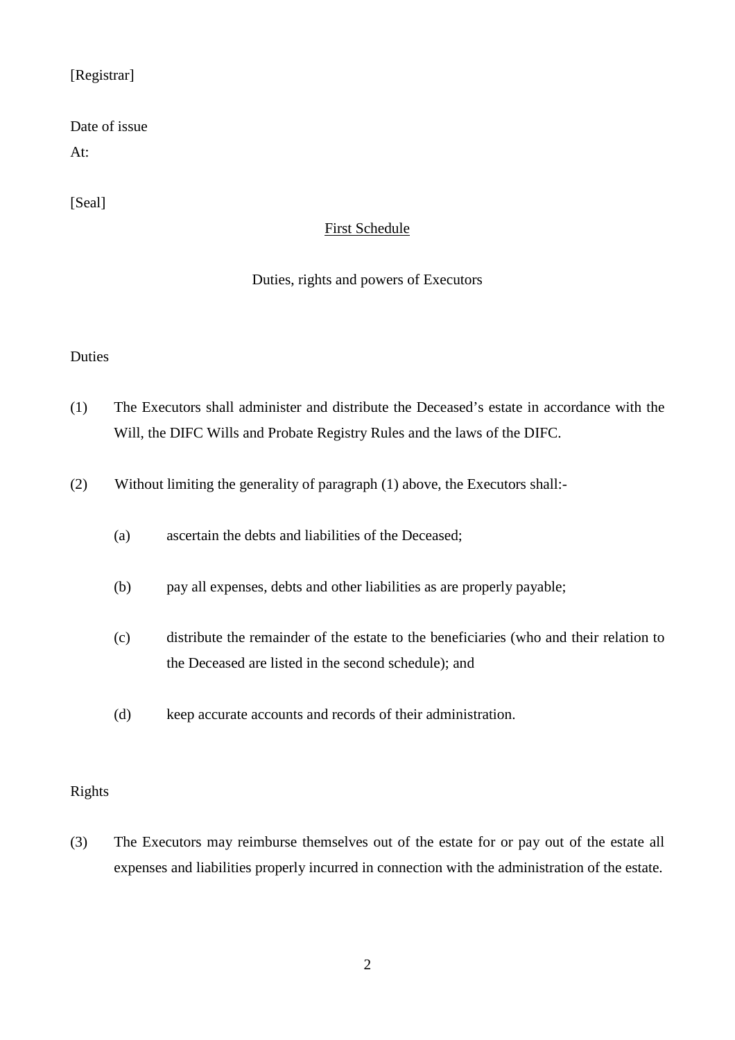[Registrar]

Date of issue

At:

[Seal]

## First Schedule

### Duties, rights and powers of Executors

Duties

(1) The Executors shall administer and distribute the Deceased's estate in accordance with the Will, the DIFC Wills and Probate Registry Rules and the laws of the DIFC.

(2) Without limiting the generality of paragraph (1) above, the Executors shall:-

(a) ascertain the debts and liabilities of the Deceased;

(b) pay all expenses, debts and other liabilities as are properly payable;

(c) distribute the remainder of the estate to the beneficiaries (who and their relation to the Deceased are listed in the second schedule); and

(d) keep accurate accounts and records of their administration.

Rights

(3) The Executors may reimburse themselves out of the estate for or pay out of the estate all expenses and liabilities properly incurred in connection with the administration of the estate.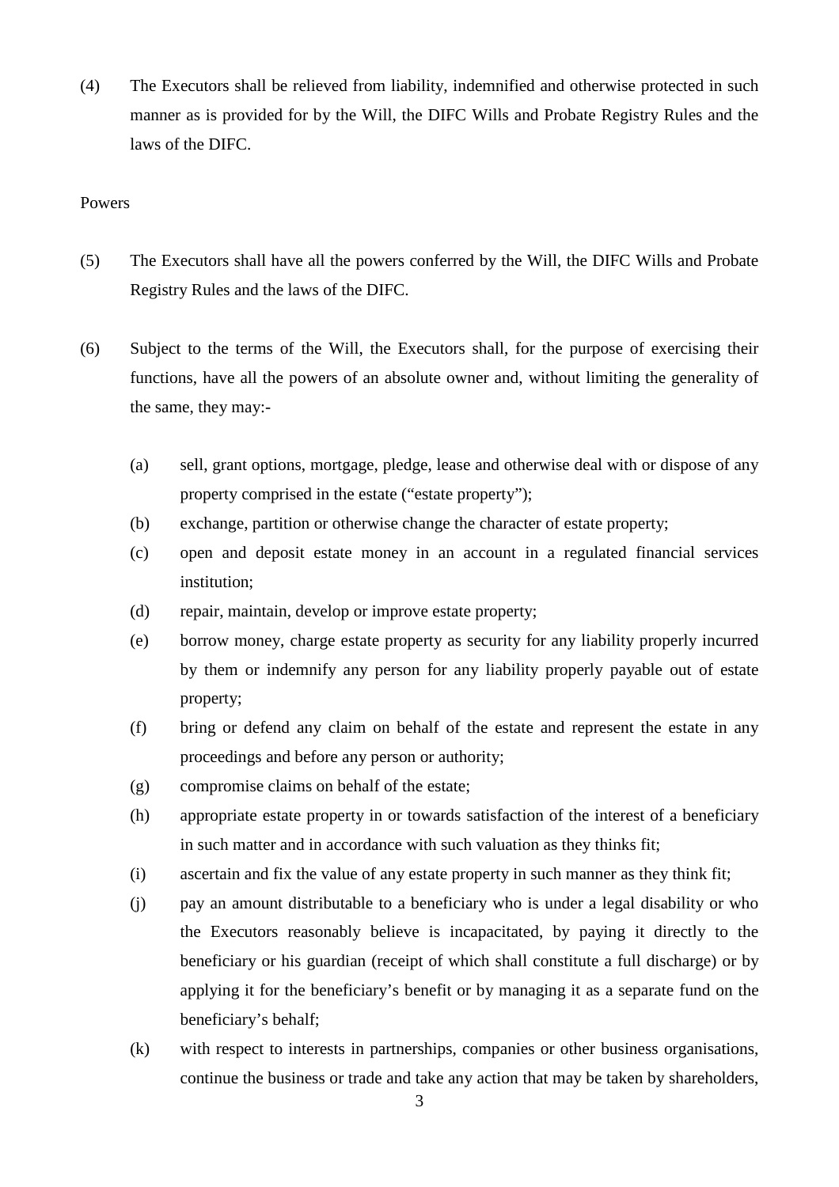(4) The Executors shall be relieved from liability, indemnified and otherwise protected in such manner as is provided for by the Will, the DIFC Wills and Probate Registry Rules and the laws of the DIFC.

Powers

(5) The Executors shall have all the powers conferred by the Will, the DIFC Wills and Probate Registry Rules and the laws of the DIFC.

(6) Subject to the terms of the Will, the Executors shall, for the purpose of exercising their functions, have all the powers of an absolute owner and, without limiting the generality of the same, they may:-

(a) sell, grant options, mortgage, pledge, lease and otherwise deal with or dispose of any property comprised in the estate ("estate property");

(b) exchange, partition or otherwise change the character of estate property;

(c) open and deposit estate money in an account in a regulated financial services institution;

(d) repair, maintain, develop or improve estate property;

(e) borrow money, charge estate property as security for any liability properly incurred by them or indemnify any person for any liability properly payable out of estate property;

(f) bring or defend any claim on behalf of the estate and represent the estate in any proceedings and before any person or authority;

(g) compromise claims on behalf of the estate;

(h) appropriate estate property in or towards satisfaction of the interest of a beneficiary in such matter and in accordance with such valuation as they thinks fit;

(i) ascertain and fix the value of any estate property in such manner as they think fit;

(j) pay an amount distributable to a beneficiary who is under a legal disability or who the Executors reasonably believe is incapacitated, by paying it directly to the beneficiary or his guardian (receipt of which shall constitute a full discharge) or by applying it for the beneficiary's benefit or by managing it as a separate fund on the beneficiary's behalf;

(k) with respect to interests in partnerships, companies or other business organisations, continue the business or trade and take any action that may be taken by shareholders,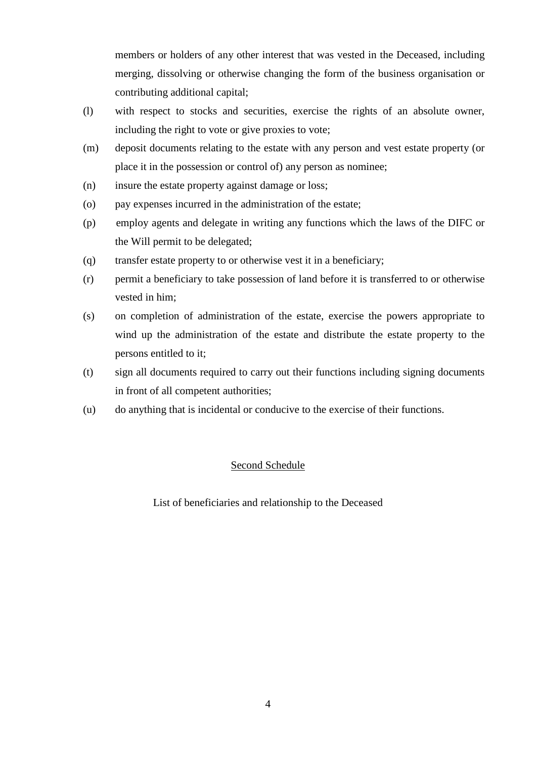members or holders of any other interest that was vested in the Deceased, including merging, dissolving or otherwise changing the form of the business organisation or contributing additional capital;

(l) with respect to stocks and securities, exercise the rights of an absolute owner, including the right to vote or give proxies to vote;

(m) deposit documents relating to the estate with any person and vest estate property (or place it in the possession or control of) any person as nominee;

(n) insure the estate property against damage or loss;

(o) pay expenses incurred in the administration of the estate;

(p) employ agents and delegate in writing any functions which the laws of the DIFC or the Will permit to be delegated;

(q) transfer estate property to or otherwise vest it in a beneficiary;

(r) permit a beneficiary to take possession of land before it is transferred to or otherwise vested in him;

(s) on completion of administration of the estate, exercise the powers appropriate to wind up the administration of the estate and distribute the estate property to the persons entitled to it;

(t) sign all documents required to carry out their functions including signing documents in front of all competent authorities;

(u) do anything that is incidental or conducive to the exercise of their functions.

## Second Schedule

List of beneficiaries and relationship to the Deceased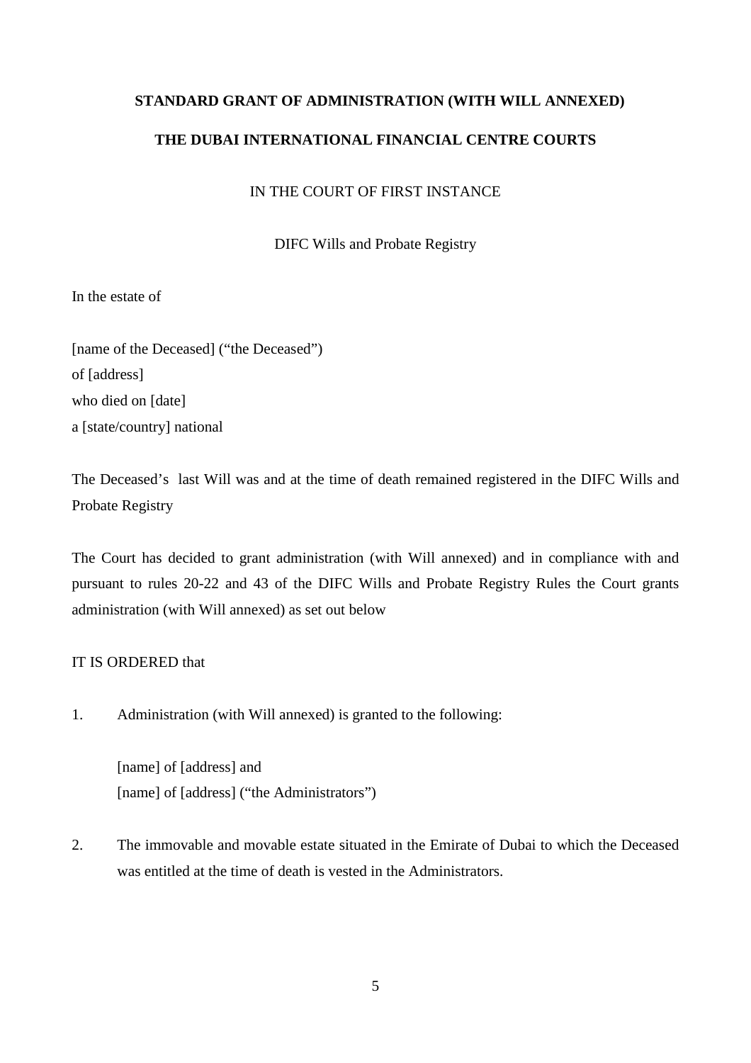**STANDARD GRANT OF ADMINISTRATION (WITH WILL ANNEXED)**

**THE DUBAI INTERNATIONAL FINANCIAL CENTRE COURTS**

IN THE COURT OF FIRST INSTANCE

DIFC Wills and Probate Registry

In the estate of

[name of the Deceased] ("the Deceased")
of [address]
who died on [date]
a [state/country] national

The Deceased's last Will was and at the time of death remained registered in the DIFC Wills and Probate Registry

The Court has decided to grant administration (with Will annexed) and in compliance with and pursuant to rules 20-22 and 43 of the DIFC Wills and Probate Registry Rules the Court grants administration (with Will annexed) as set out below

IT IS ORDERED that

1. Administration (with Will annexed) is granted to the following:

   [name] of [address] and
   [name] of [address] ("the Administrators")

2. The immovable and movable estate situated in the Emirate of Dubai to which the Deceased was entitled at the time of death is vested in the Administrators.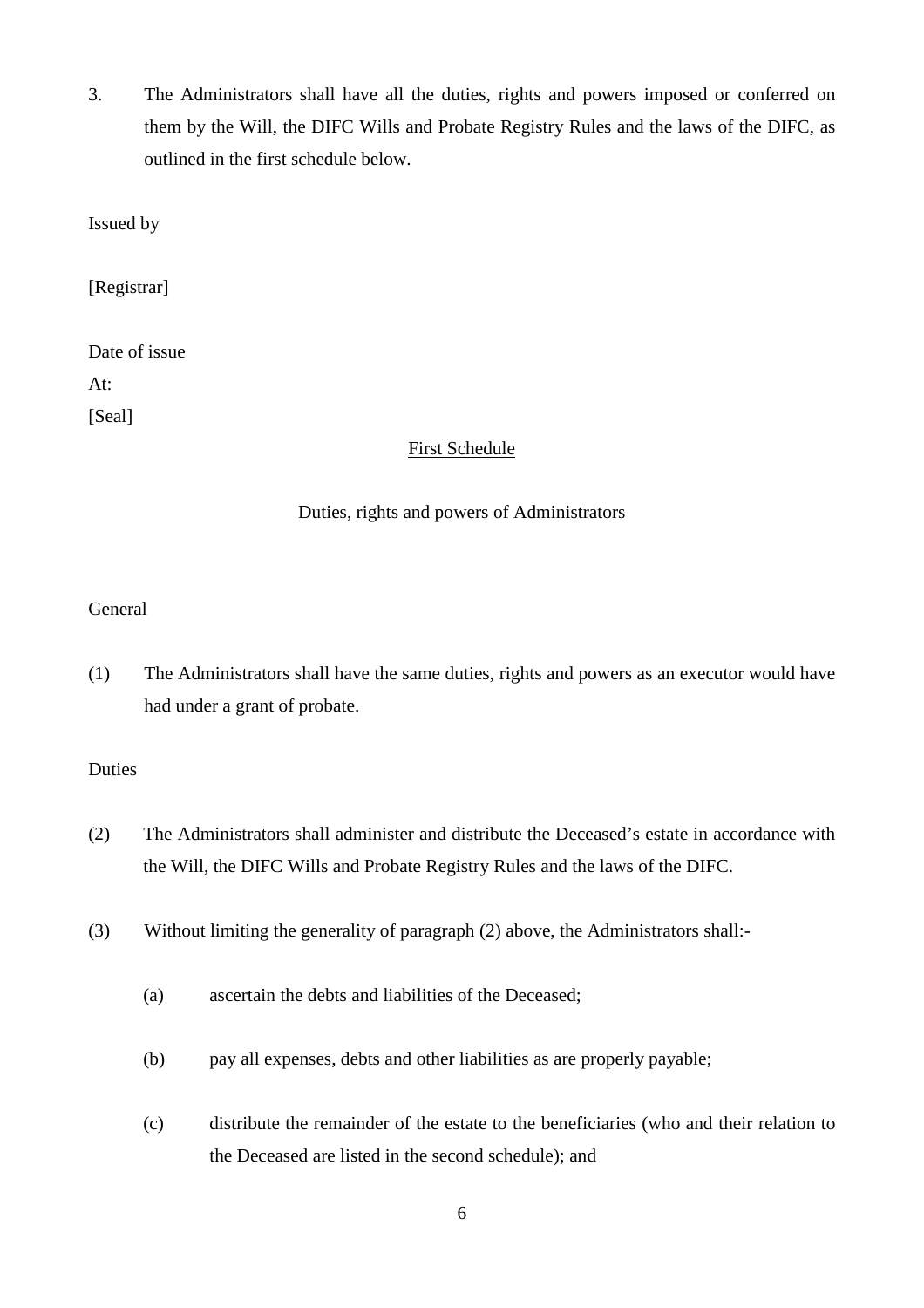3. The Administrators shall have all the duties, rights and powers imposed or conferred on them by the Will, the DIFC Wills and Probate Registry Rules and the laws of the DIFC, as outlined in the first schedule below.

Issued by

[Registrar]

Date of issue

At:

[Seal]

## First Schedule

### Duties, rights and powers of Administrators

General

(1) The Administrators shall have the same duties, rights and powers as an executor would have had under a grant of probate.

Duties

(2) The Administrators shall administer and distribute the Deceased's estate in accordance with the Will, the DIFC Wills and Probate Registry Rules and the laws of the DIFC.

(3) Without limiting the generality of paragraph (2) above, the Administrators shall:-

(a) ascertain the debts and liabilities of the Deceased;

(b) pay all expenses, debts and other liabilities as are properly payable;

(c) distribute the remainder of the estate to the beneficiaries (who and their relation to the Deceased are listed in the second schedule); and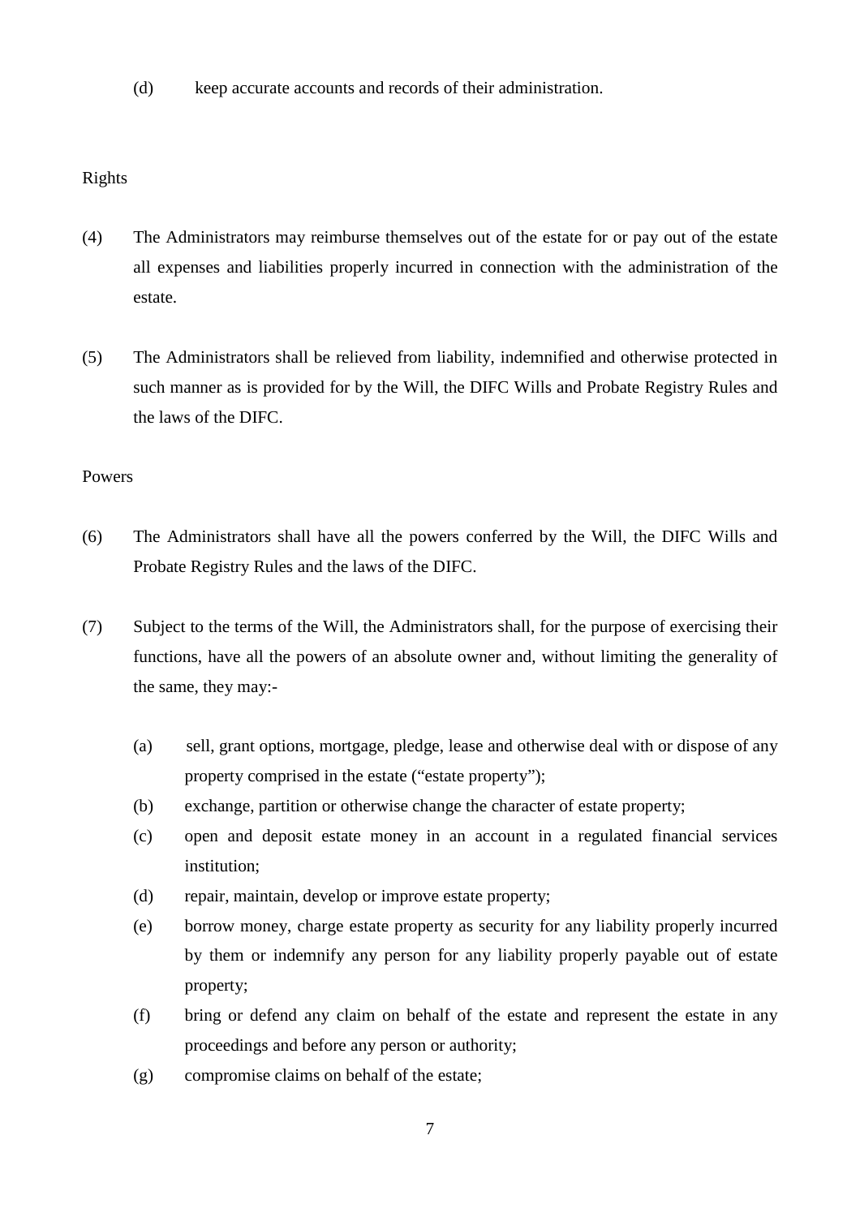(d) keep accurate accounts and records of their administration.

Rights

(4) The Administrators may reimburse themselves out of the estate for or pay out of the estate all expenses and liabilities properly incurred in connection with the administration of the estate.

(5) The Administrators shall be relieved from liability, indemnified and otherwise protected in such manner as is provided for by the Will, the DIFC Wills and Probate Registry Rules and the laws of the DIFC.

Powers

(6) The Administrators shall have all the powers conferred by the Will, the DIFC Wills and Probate Registry Rules and the laws of the DIFC.

(7) Subject to the terms of the Will, the Administrators shall, for the purpose of exercising their functions, have all the powers of an absolute owner and, without limiting the generality of the same, they may:-

- (a) sell, grant options, mortgage, pledge, lease and otherwise deal with or dispose of any property comprised in the estate ("estate property");
- (b) exchange, partition or otherwise change the character of estate property;
- (c) open and deposit estate money in an account in a regulated financial services institution;
- (d) repair, maintain, develop or improve estate property;
- (e) borrow money, charge estate property as security for any liability properly incurred by them or indemnify any person for any liability properly payable out of estate property;
- (f) bring or defend any claim on behalf of the estate and represent the estate in any proceedings and before any person or authority;
- (g) compromise claims on behalf of the estate;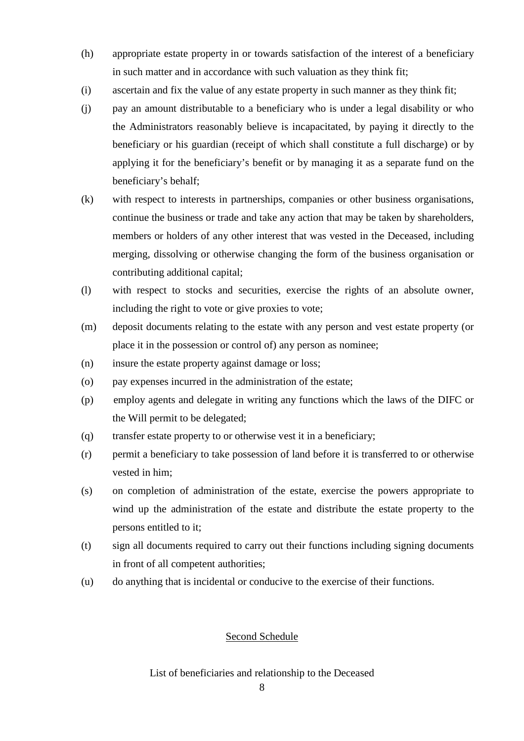(h) appropriate estate property in or towards satisfaction of the interest of a beneficiary in such matter and in accordance with such valuation as they think fit;

(i) ascertain and fix the value of any estate property in such manner as they think fit;

(j) pay an amount distributable to a beneficiary who is under a legal disability or who the Administrators reasonably believe is incapacitated, by paying it directly to the beneficiary or his guardian (receipt of which shall constitute a full discharge) or by applying it for the beneficiary's benefit or by managing it as a separate fund on the beneficiary's behalf;

(k) with respect to interests in partnerships, companies or other business organisations, continue the business or trade and take any action that may be taken by shareholders, members or holders of any other interest that was vested in the Deceased, including merging, dissolving or otherwise changing the form of the business organisation or contributing additional capital;

(l) with respect to stocks and securities, exercise the rights of an absolute owner, including the right to vote or give proxies to vote;

(m) deposit documents relating to the estate with any person and vest estate property (or place it in the possession or control of) any person as nominee;

(n) insure the estate property against damage or loss;

(o) pay expenses incurred in the administration of the estate;

(p) employ agents and delegate in writing any functions which the laws of the DIFC or the Will permit to be delegated;

(q) transfer estate property to or otherwise vest it in a beneficiary;

(r) permit a beneficiary to take possession of land before it is transferred to or otherwise vested in him;

(s) on completion of administration of the estate, exercise the powers appropriate to wind up the administration of the estate and distribute the estate property to the persons entitled to it;

(t) sign all documents required to carry out their functions including signing documents in front of all competent authorities;

(u) do anything that is incidental or conducive to the exercise of their functions.

## Second Schedule

List of beneficiaries and relationship to the Deceased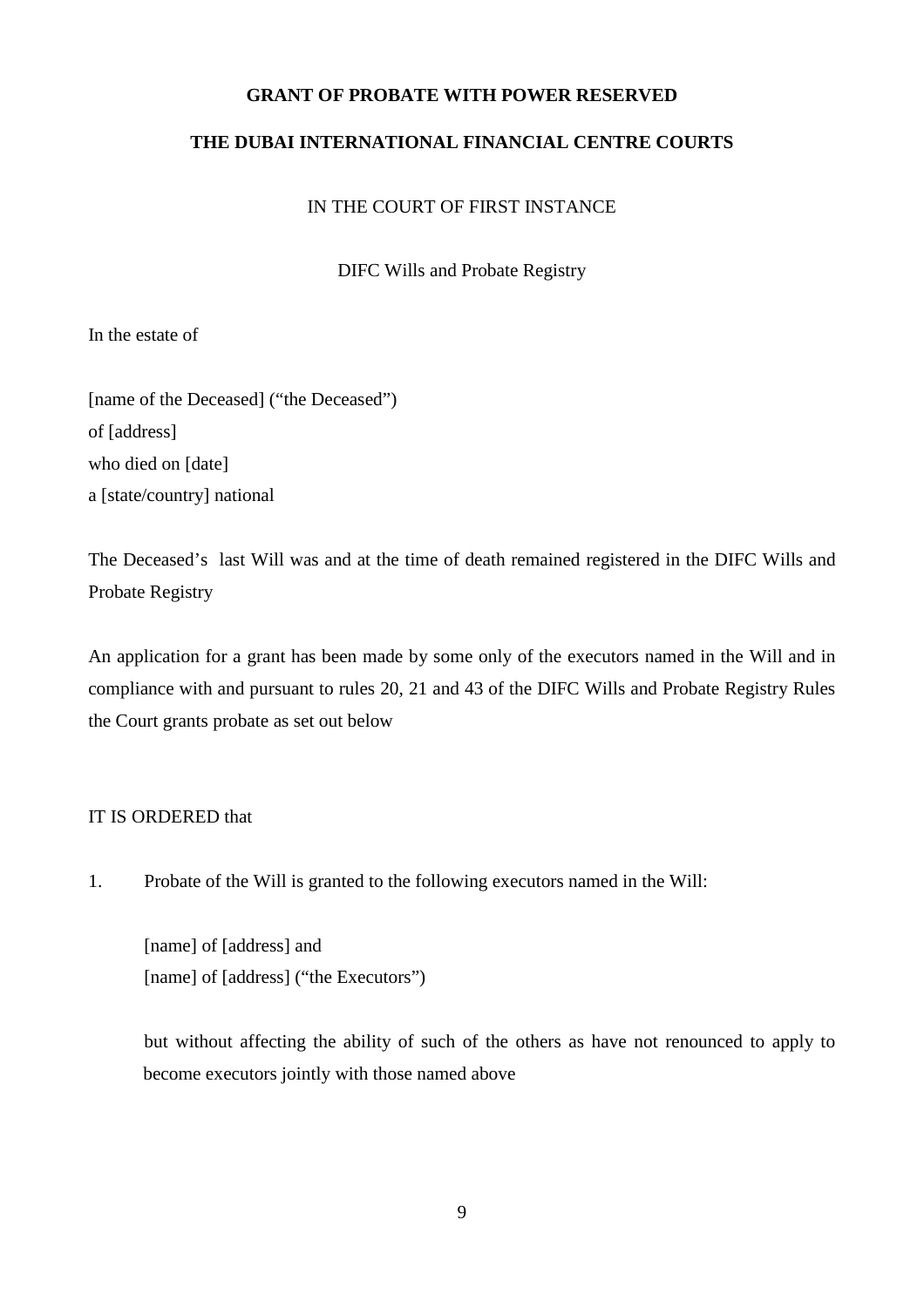**GRANT OF PROBATE WITH POWER RESERVED**

**THE DUBAI INTERNATIONAL FINANCIAL CENTRE COURTS**

IN THE COURT OF FIRST INSTANCE

DIFC Wills and Probate Registry

In the estate of

[name of the Deceased] ("the Deceased")
of [address]
who died on [date]
a [state/country] national

The Deceased's last Will was and at the time of death remained registered in the DIFC Wills and Probate Registry

An application for a grant has been made by some only of the executors named in the Will and in compliance with and pursuant to rules 20, 21 and 43 of the DIFC Wills and Probate Registry Rules the Court grants probate as set out below

IT IS ORDERED that

1. Probate of the Will is granted to the following executors named in the Will:

   [name] of [address] and
   [name] of [address] ("the Executors")

   but without affecting the ability of such of the others as have not renounced to apply to become executors jointly with those named above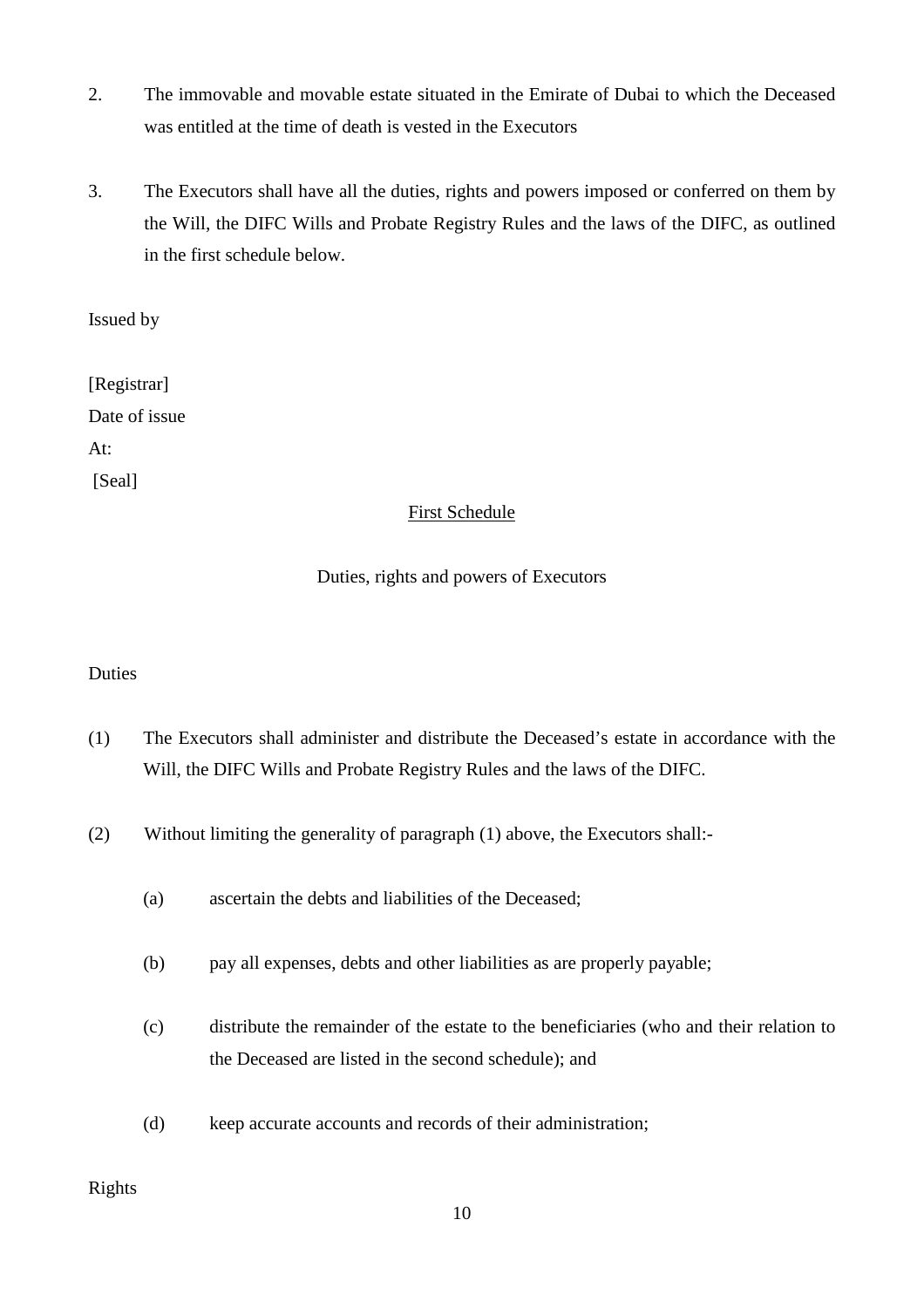2. The immovable and movable estate situated in the Emirate of Dubai to which the Deceased was entitled at the time of death is vested in the Executors

3. The Executors shall have all the duties, rights and powers imposed or conferred on them by the Will, the DIFC Wills and Probate Registry Rules and the laws of the DIFC, as outlined in the first schedule below.

Issued by

[Registrar]
Date of issue
At:
[Seal]

<u>First Schedule</u>

Duties, rights and powers of Executors

Duties

(1) The Executors shall administer and distribute the Deceased's estate in accordance with the Will, the DIFC Wills and Probate Registry Rules and the laws of the DIFC.

(2) Without limiting the generality of paragraph (1) above, the Executors shall:-

(a) ascertain the debts and liabilities of the Deceased;

(b) pay all expenses, debts and other liabilities as are properly payable;

(c) distribute the remainder of the estate to the beneficiaries (who and their relation to the Deceased are listed in the second schedule); and

(d) keep accurate accounts and records of their administration;

Rights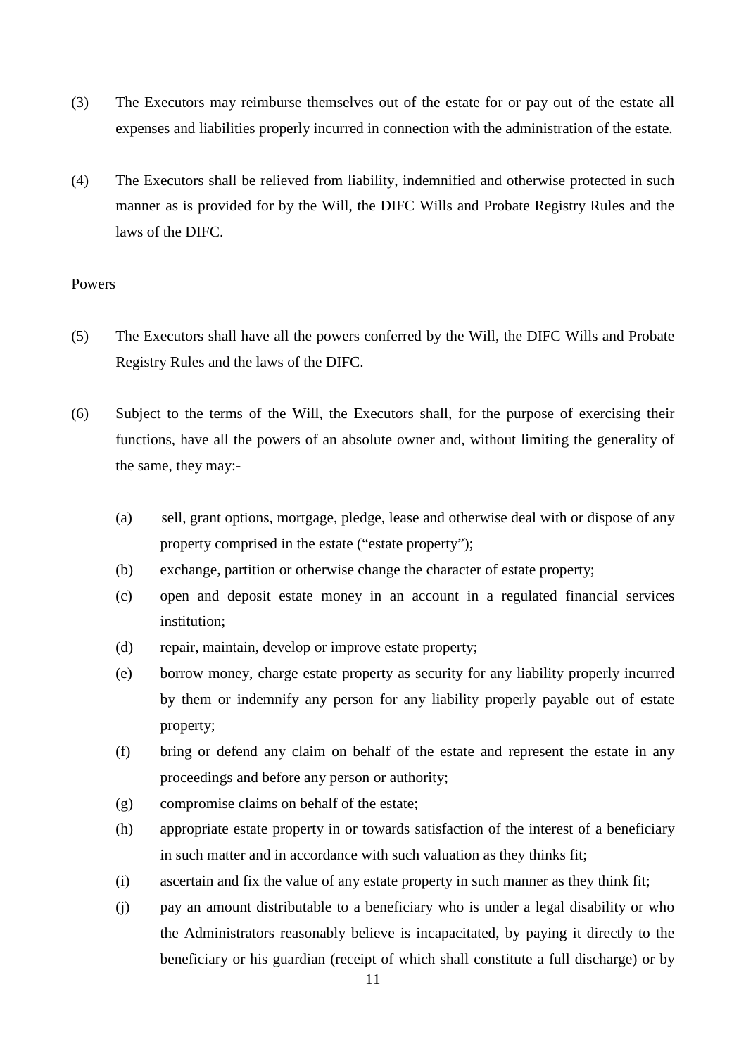(3) The Executors may reimburse themselves out of the estate for or pay out of the estate all expenses and liabilities properly incurred in connection with the administration of the estate.

(4) The Executors shall be relieved from liability, indemnified and otherwise protected in such manner as is provided for by the Will, the DIFC Wills and Probate Registry Rules and the laws of the DIFC.

Powers

(5) The Executors shall have all the powers conferred by the Will, the DIFC Wills and Probate Registry Rules and the laws of the DIFC.

(6) Subject to the terms of the Will, the Executors shall, for the purpose of exercising their functions, have all the powers of an absolute owner and, without limiting the generality of the same, they may:-

- (a) sell, grant options, mortgage, pledge, lease and otherwise deal with or dispose of any property comprised in the estate ("estate property");
- (b) exchange, partition or otherwise change the character of estate property;
- (c) open and deposit estate money in an account in a regulated financial services institution;
- (d) repair, maintain, develop or improve estate property;
- (e) borrow money, charge estate property as security for any liability properly incurred by them or indemnify any person for any liability properly payable out of estate property;
- (f) bring or defend any claim on behalf of the estate and represent the estate in any proceedings and before any person or authority;
- (g) compromise claims on behalf of the estate;
- (h) appropriate estate property in or towards satisfaction of the interest of a beneficiary in such matter and in accordance with such valuation as they thinks fit;
- (i) ascertain and fix the value of any estate property in such manner as they think fit;
- (j) pay an amount distributable to a beneficiary who is under a legal disability or who the Administrators reasonably believe is incapacitated, by paying it directly to the beneficiary or his guardian (receipt of which shall constitute a full discharge) or by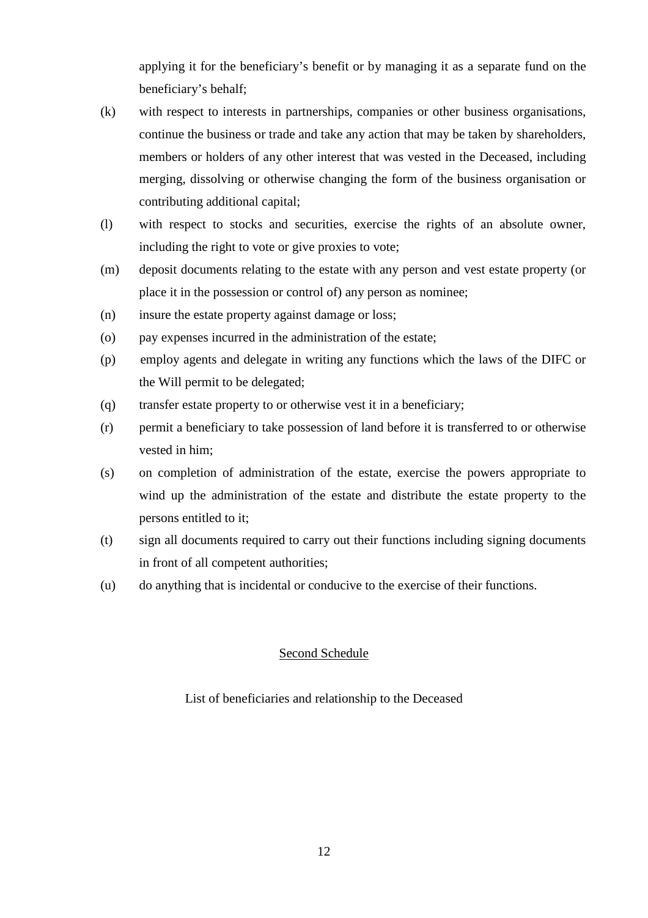applying it for the beneficiary's benefit or by managing it as a separate fund on the beneficiary's behalf;

(k) with respect to interests in partnerships, companies or other business organisations, continue the business or trade and take any action that may be taken by shareholders, members or holders of any other interest that was vested in the Deceased, including merging, dissolving or otherwise changing the form of the business organisation or contributing additional capital;

(l) with respect to stocks and securities, exercise the rights of an absolute owner, including the right to vote or give proxies to vote;

(m) deposit documents relating to the estate with any person and vest estate property (or place it in the possession or control of) any person as nominee;

(n) insure the estate property against damage or loss;

(o) pay expenses incurred in the administration of the estate;

(p) employ agents and delegate in writing any functions which the laws of the DIFC or the Will permit to be delegated;

(q) transfer estate property to or otherwise vest it in a beneficiary;

(r) permit a beneficiary to take possession of land before it is transferred to or otherwise vested in him;

(s) on completion of administration of the estate, exercise the powers appropriate to wind up the administration of the estate and distribute the estate property to the persons entitled to it;

(t) sign all documents required to carry out their functions including signing documents in front of all competent authorities;

(u) do anything that is incidental or conducive to the exercise of their functions.

## Second Schedule

List of beneficiaries and relationship to the Deceased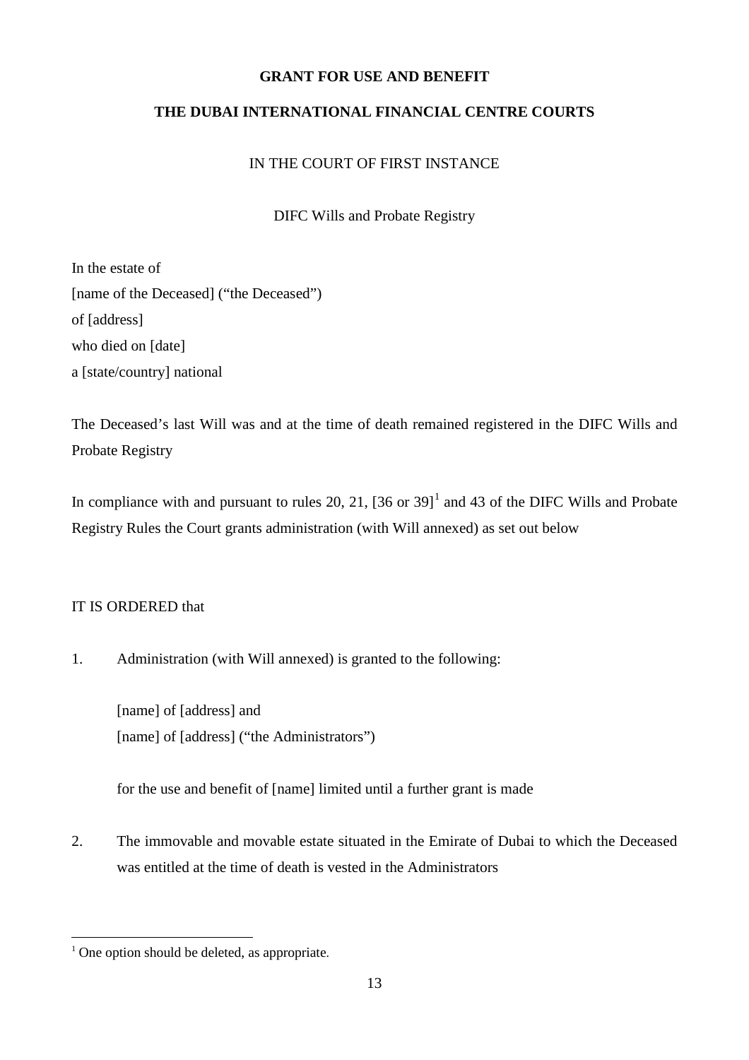**GRANT FOR USE AND BENEFIT**

**THE DUBAI INTERNATIONAL FINANCIAL CENTRE COURTS**

IN THE COURT OF FIRST INSTANCE

DIFC Wills and Probate Registry

In the estate of
[name of the Deceased] ("the Deceased")
of [address]
who died on [date]
a [state/country] national

The Deceased's last Will was and at the time of death remained registered in the DIFC Wills and Probate Registry

In compliance with and pursuant to rules 20, 21, [36 or 39][1] and 43 of the DIFC Wills and Probate Registry Rules the Court grants administration (with Will annexed) as set out below

IT IS ORDERED that

1. Administration (with Will annexed) is granted to the following:

   [name] of [address] and
   [name] of [address] ("the Administrators")

   for the use and benefit of [name] limited until a further grant is made

2. The immovable and movable estate situated in the Emirate of Dubai to which the Deceased was entitled at the time of death is vested in the Administrators

---

[1] One option should be deleted, as appropriate.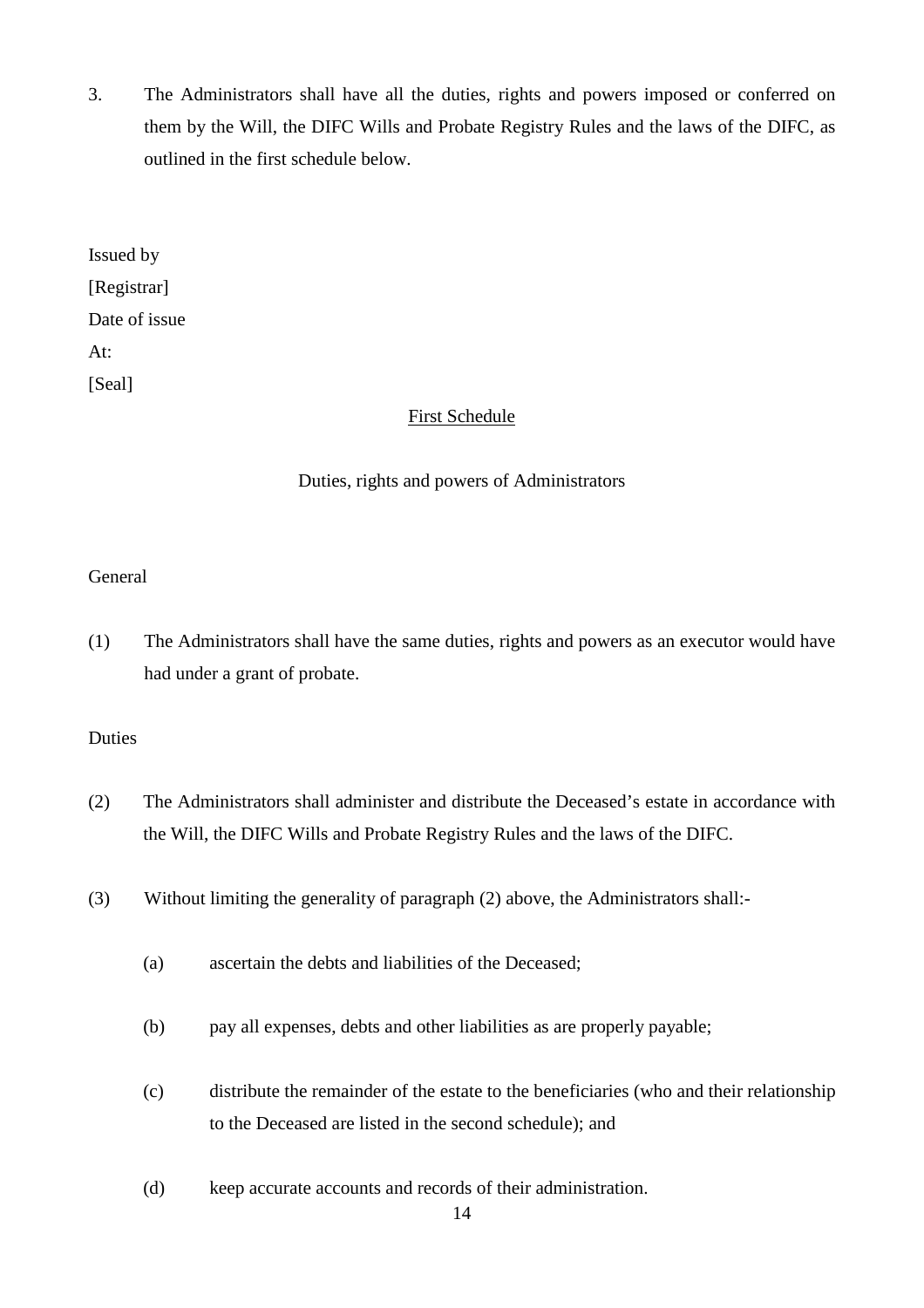3. The Administrators shall have all the duties, rights and powers imposed or conferred on them by the Will, the DIFC Wills and Probate Registry Rules and the laws of the DIFC, as outlined in the first schedule below.

Issued by

[Registrar]

Date of issue

At:

[Seal]

<u>First Schedule</u>

Duties, rights and powers of Administrators

General

(1) The Administrators shall have the same duties, rights and powers as an executor would have had under a grant of probate.

Duties

(2) The Administrators shall administer and distribute the Deceased's estate in accordance with the Will, the DIFC Wills and Probate Registry Rules and the laws of the DIFC.

(3) Without limiting the generality of paragraph (2) above, the Administrators shall:-

(a) ascertain the debts and liabilities of the Deceased;

(b) pay all expenses, debts and other liabilities as are properly payable;

(c) distribute the remainder of the estate to the beneficiaries (who and their relationship to the Deceased are listed in the second schedule); and

(d) keep accurate accounts and records of their administration.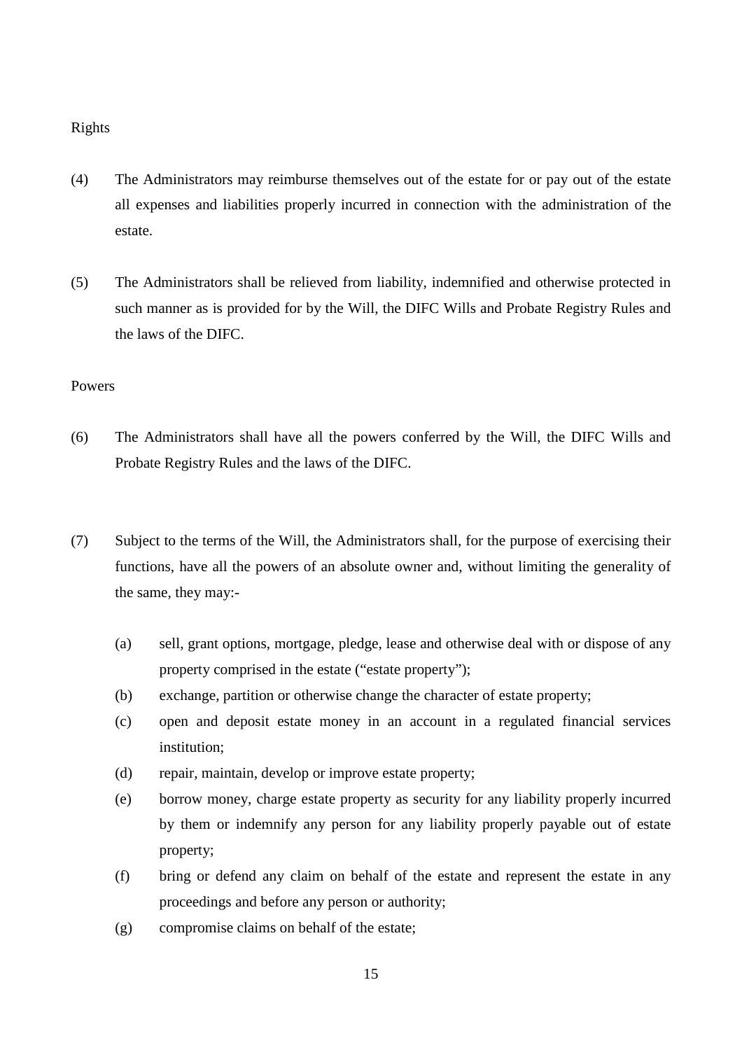Rights

(4) The Administrators may reimburse themselves out of the estate for or pay out of the estate all expenses and liabilities properly incurred in connection with the administration of the estate.

(5) The Administrators shall be relieved from liability, indemnified and otherwise protected in such manner as is provided for by the Will, the DIFC Wills and Probate Registry Rules and the laws of the DIFC.

Powers

(6) The Administrators shall have all the powers conferred by the Will, the DIFC Wills and Probate Registry Rules and the laws of the DIFC.

(7) Subject to the terms of the Will, the Administrators shall, for the purpose of exercising their functions, have all the powers of an absolute owner and, without limiting the generality of the same, they may:-

- (a) sell, grant options, mortgage, pledge, lease and otherwise deal with or dispose of any property comprised in the estate (“estate property”);
- (b) exchange, partition or otherwise change the character of estate property;
- (c) open and deposit estate money in an account in a regulated financial services institution;
- (d) repair, maintain, develop or improve estate property;
- (e) borrow money, charge estate property as security for any liability properly incurred by them or indemnify any person for any liability properly payable out of estate property;
- (f) bring or defend any claim on behalf of the estate and represent the estate in any proceedings and before any person or authority;
- (g) compromise claims on behalf of the estate;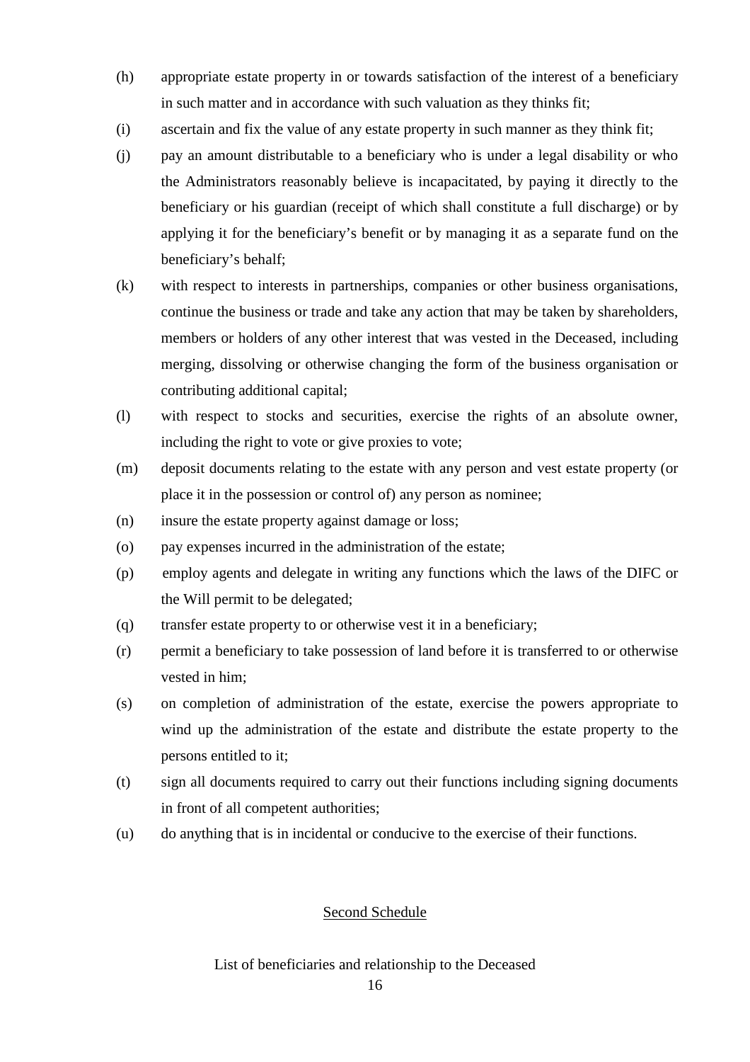(h) appropriate estate property in or towards satisfaction of the interest of a beneficiary in such matter and in accordance with such valuation as they thinks fit;

(i) ascertain and fix the value of any estate property in such manner as they think fit;

(j) pay an amount distributable to a beneficiary who is under a legal disability or who the Administrators reasonably believe is incapacitated, by paying it directly to the beneficiary or his guardian (receipt of which shall constitute a full discharge) or by applying it for the beneficiary's benefit or by managing it as a separate fund on the beneficiary's behalf;

(k) with respect to interests in partnerships, companies or other business organisations, continue the business or trade and take any action that may be taken by shareholders, members or holders of any other interest that was vested in the Deceased, including merging, dissolving or otherwise changing the form of the business organisation or contributing additional capital;

(l) with respect to stocks and securities, exercise the rights of an absolute owner, including the right to vote or give proxies to vote;

(m) deposit documents relating to the estate with any person and vest estate property (or place it in the possession or control of) any person as nominee;

(n) insure the estate property against damage or loss;

(o) pay expenses incurred in the administration of the estate;

(p) employ agents and delegate in writing any functions which the laws of the DIFC or the Will permit to be delegated;

(q) transfer estate property to or otherwise vest it in a beneficiary;

(r) permit a beneficiary to take possession of land before it is transferred to or otherwise vested in him;

(s) on completion of administration of the estate, exercise the powers appropriate to wind up the administration of the estate and distribute the estate property to the persons entitled to it;

(t) sign all documents required to carry out their functions including signing documents in front of all competent authorities;

(u) do anything that is in incidental or conducive to the exercise of their functions.

## Second Schedule

List of beneficiaries and relationship to the Deceased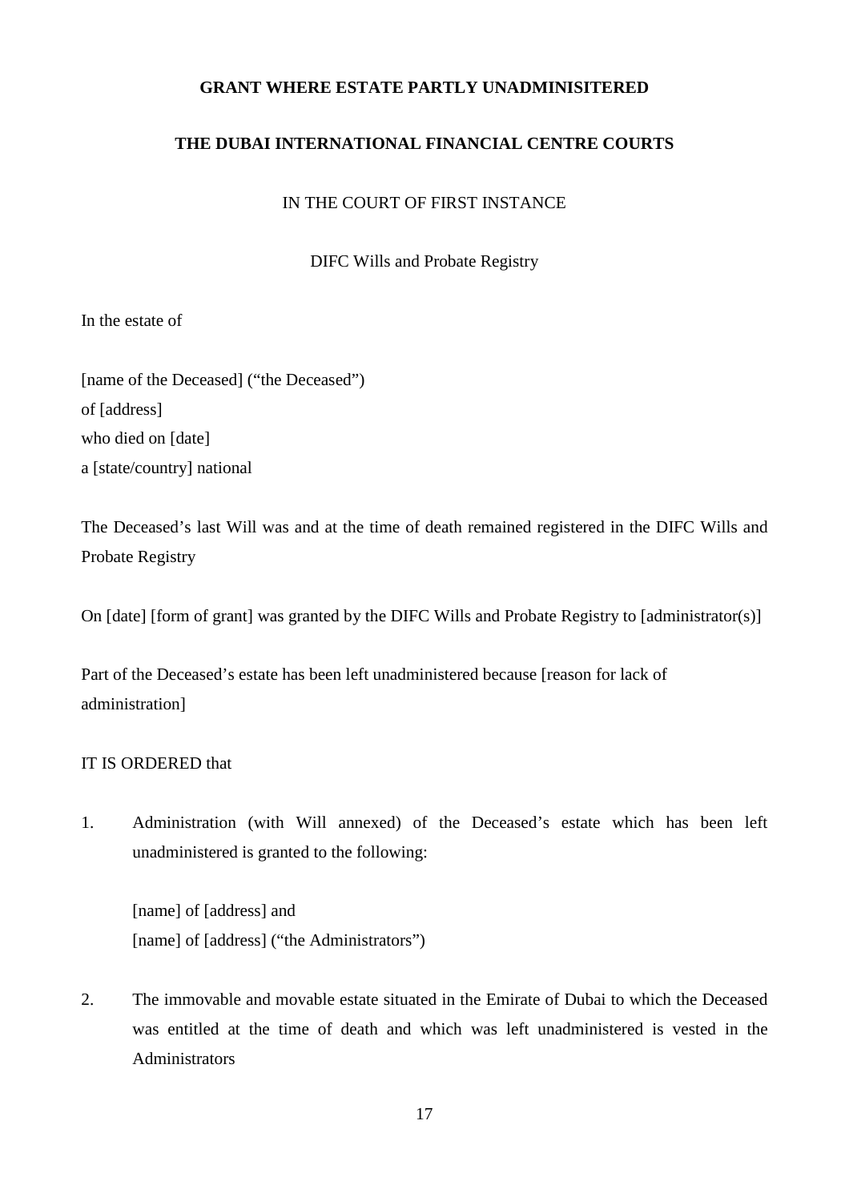**GRANT WHERE ESTATE PARTLY UNADMINISITERED**

**THE DUBAI INTERNATIONAL FINANCIAL CENTRE COURTS**

IN THE COURT OF FIRST INSTANCE

DIFC Wills and Probate Registry

In the estate of

[name of the Deceased] (“the Deceased”)
of [address]
who died on [date]
a [state/country] national

The Deceased’s last Will was and at the time of death remained registered in the DIFC Wills and Probate Registry

On [date] [form of grant] was granted by the DIFC Wills and Probate Registry to [administrator(s)]

Part of the Deceased’s estate has been left unadministered because [reason for lack of administration]

IT IS ORDERED that

1. Administration (with Will annexed) of the Deceased’s estate which has been left unadministered is granted to the following:

   [name] of [address] and
   [name] of [address] (“the Administrators”)

2. The immovable and movable estate situated in the Emirate of Dubai to which the Deceased was entitled at the time of death and which was left unadministered is vested in the Administrators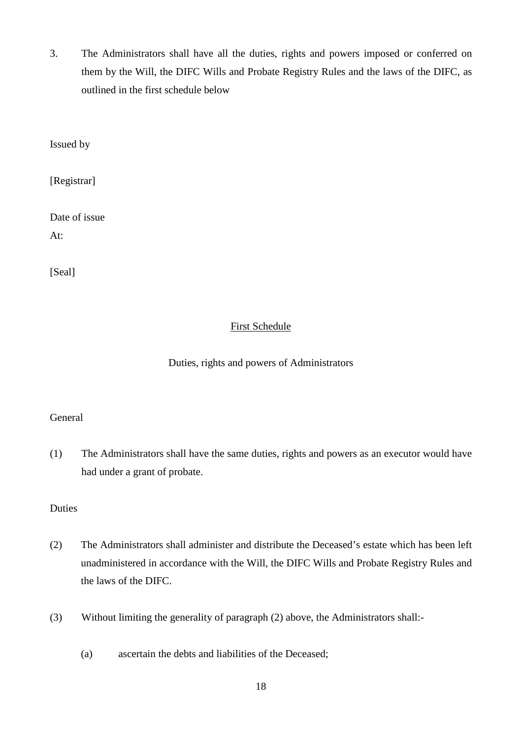3. The Administrators shall have all the duties, rights and powers imposed or conferred on them by the Will, the DIFC Wills and Probate Registry Rules and the laws of the DIFC, as outlined in the first schedule below

Issued by

[Registrar]

Date of issue

At:

[Seal]

<u>First Schedule</u>

Duties, rights and powers of Administrators

General

(1) The Administrators shall have the same duties, rights and powers as an executor would have had under a grant of probate.

Duties

(2) The Administrators shall administer and distribute the Deceased's estate which has been left unadministered in accordance with the Will, the DIFC Wills and Probate Registry Rules and the laws of the DIFC.

(3) Without limiting the generality of paragraph (2) above, the Administrators shall:-

   (a) ascertain the debts and liabilities of the Deceased;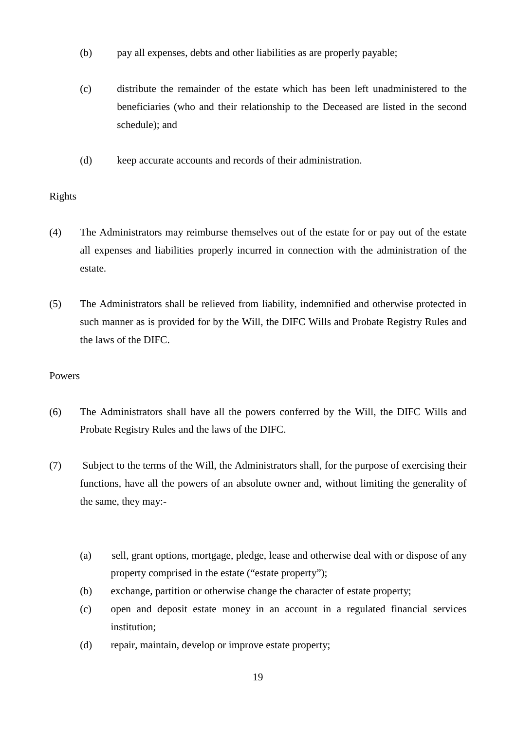(b) pay all expenses, debts and other liabilities as are properly payable;

(c) distribute the remainder of the estate which has been left unadministered to the beneficiaries (who and their relationship to the Deceased are listed in the second schedule); and

(d) keep accurate accounts and records of their administration.

Rights

(4) The Administrators may reimburse themselves out of the estate for or pay out of the estate all expenses and liabilities properly incurred in connection with the administration of the estate.

(5) The Administrators shall be relieved from liability, indemnified and otherwise protected in such manner as is provided for by the Will, the DIFC Wills and Probate Registry Rules and the laws of the DIFC.

Powers

(6) The Administrators shall have all the powers conferred by the Will, the DIFC Wills and Probate Registry Rules and the laws of the DIFC.

(7) Subject to the terms of the Will, the Administrators shall, for the purpose of exercising their functions, have all the powers of an absolute owner and, without limiting the generality of the same, they may:-

(a) sell, grant options, mortgage, pledge, lease and otherwise deal with or dispose of any property comprised in the estate ("estate property");

(b) exchange, partition or otherwise change the character of estate property;

(c) open and deposit estate money in an account in a regulated financial services institution;

(d) repair, maintain, develop or improve estate property;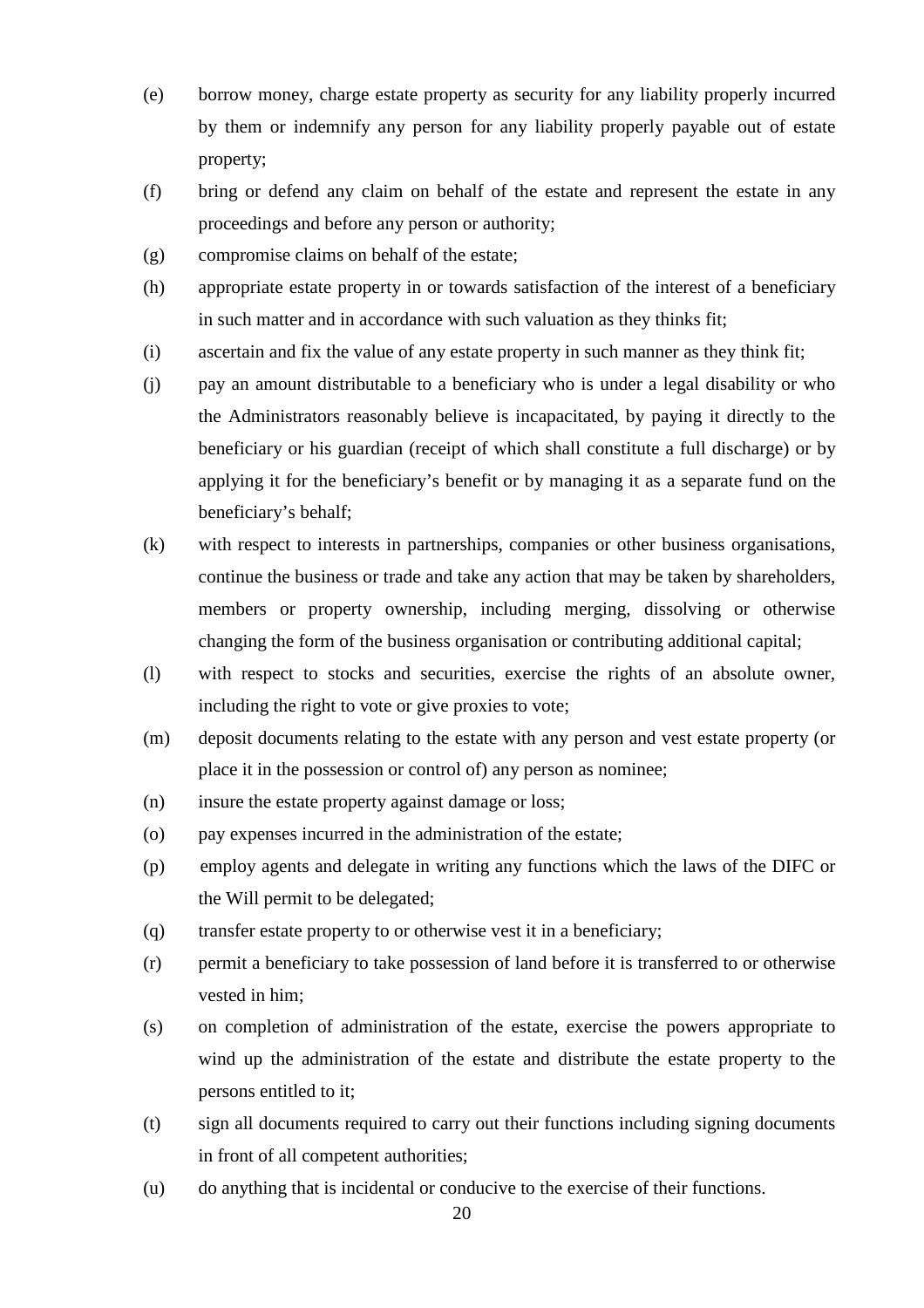(e) borrow money, charge estate property as security for any liability properly incurred by them or indemnify any person for any liability properly payable out of estate property;

(f) bring or defend any claim on behalf of the estate and represent the estate in any proceedings and before any person or authority;

(g) compromise claims on behalf of the estate;

(h) appropriate estate property in or towards satisfaction of the interest of a beneficiary in such matter and in accordance with such valuation as they thinks fit;

(i) ascertain and fix the value of any estate property in such manner as they think fit;

(j) pay an amount distributable to a beneficiary who is under a legal disability or who the Administrators reasonably believe is incapacitated, by paying it directly to the beneficiary or his guardian (receipt of which shall constitute a full discharge) or by applying it for the beneficiary's benefit or by managing it as a separate fund on the beneficiary's behalf;

(k) with respect to interests in partnerships, companies or other business organisations, continue the business or trade and take any action that may be taken by shareholders, members or property ownership, including merging, dissolving or otherwise changing the form of the business organisation or contributing additional capital;

(l) with respect to stocks and securities, exercise the rights of an absolute owner, including the right to vote or give proxies to vote;

(m) deposit documents relating to the estate with any person and vest estate property (or place it in the possession or control of) any person as nominee;

(n) insure the estate property against damage or loss;

(o) pay expenses incurred in the administration of the estate;

(p) employ agents and delegate in writing any functions which the laws of the DIFC or the Will permit to be delegated;

(q) transfer estate property to or otherwise vest it in a beneficiary;

(r) permit a beneficiary to take possession of land before it is transferred to or otherwise vested in him;

(s) on completion of administration of the estate, exercise the powers appropriate to wind up the administration of the estate and distribute the estate property to the persons entitled to it;

(t) sign all documents required to carry out their functions including signing documents in front of all competent authorities;

(u) do anything that is incidental or conducive to the exercise of their functions.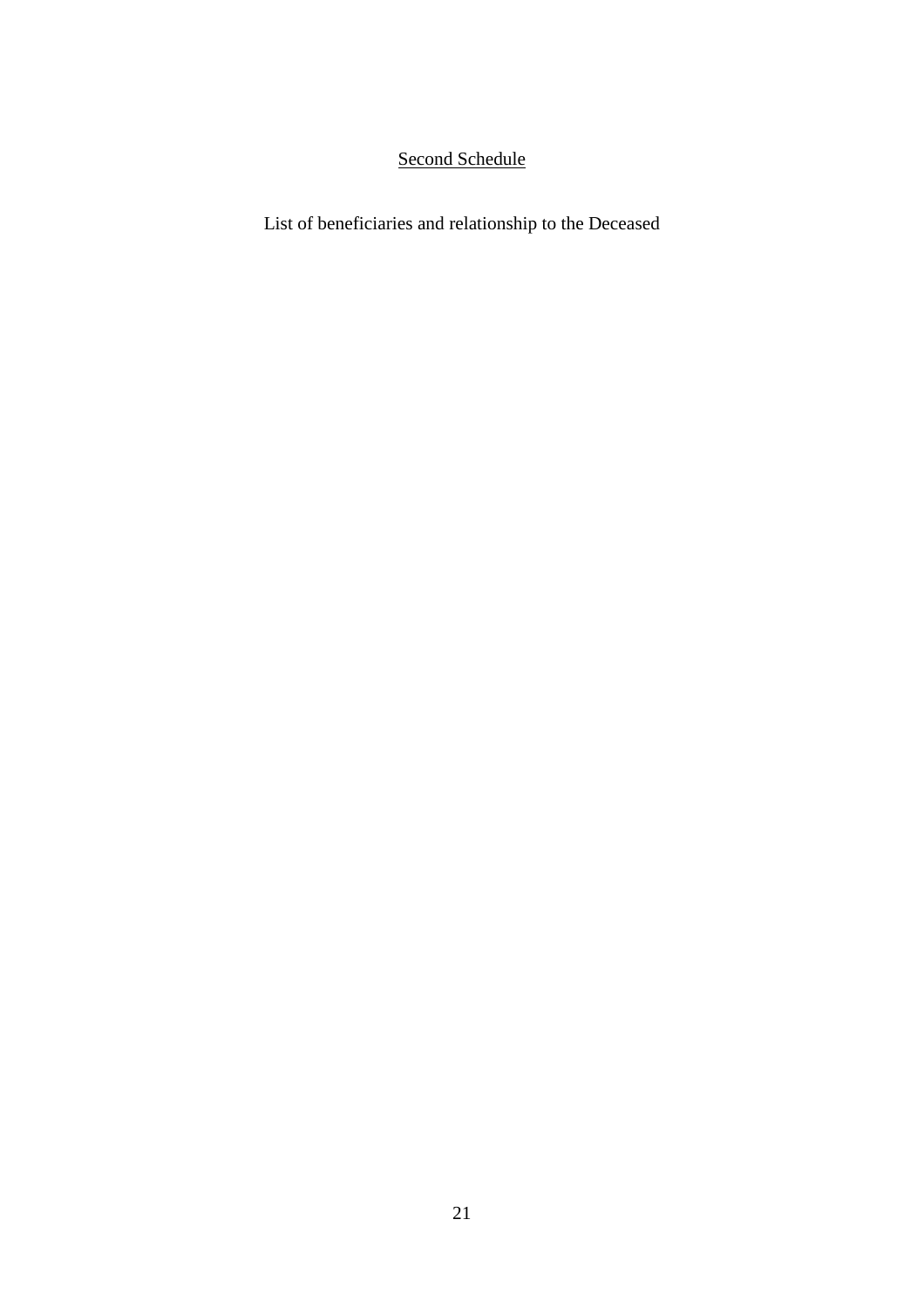## Second Schedule

List of beneficiaries and relationship to the Deceased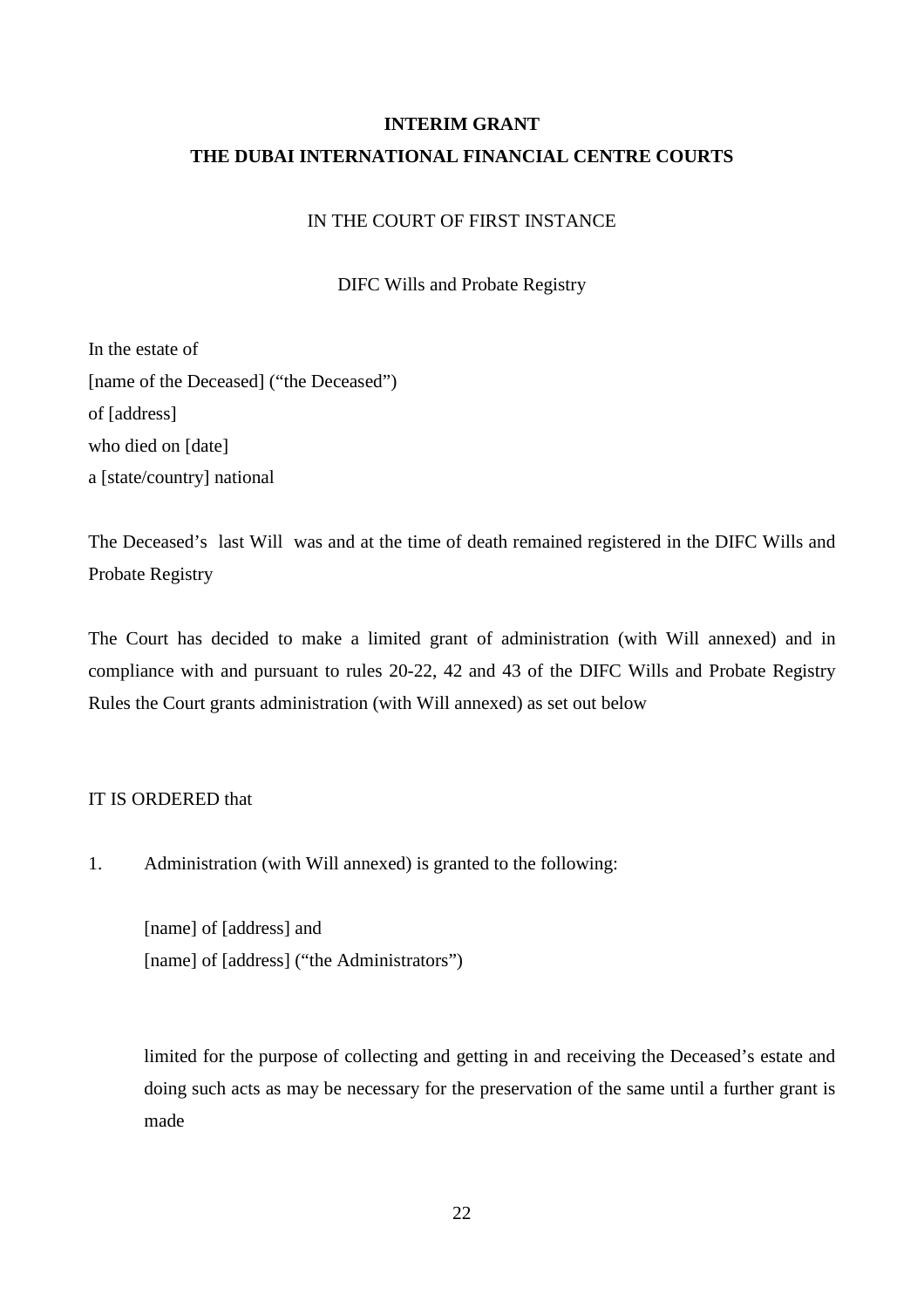**INTERIM GRANT**

**THE DUBAI INTERNATIONAL FINANCIAL CENTRE COURTS**

IN THE COURT OF FIRST INSTANCE

DIFC Wills and Probate Registry

In the estate of
[name of the Deceased] (“the Deceased”)
of [address]
who died on [date]
a [state/country] national

The Deceased’s last Will was and at the time of death remained registered in the DIFC Wills and Probate Registry

The Court has decided to make a limited grant of administration (with Will annexed) and in compliance with and pursuant to rules 20-22, 42 and 43 of the DIFC Wills and Probate Registry Rules the Court grants administration (with Will annexed) as set out below

IT IS ORDERED that

1. Administration (with Will annexed) is granted to the following:

   [name] of [address] and
   [name] of [address] (“the Administrators”)

   limited for the purpose of collecting and getting in and receiving the Deceased’s estate and doing such acts as may be necessary for the preservation of the same until a further grant is made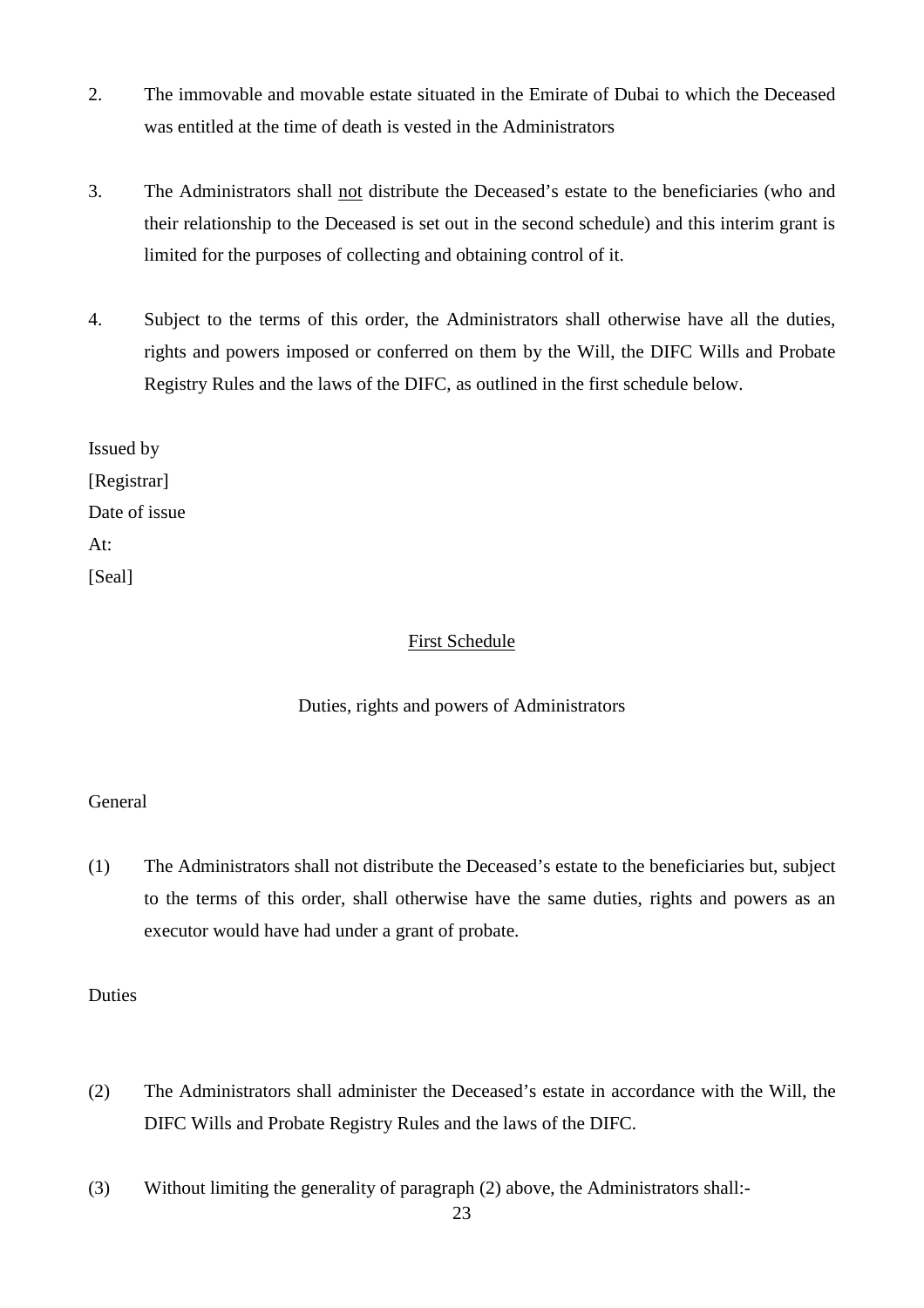2. The immovable and movable estate situated in the Emirate of Dubai to which the Deceased was entitled at the time of death is vested in the Administrators

3. The Administrators shall <u>not</u> distribute the Deceased's estate to the beneficiaries (who and their relationship to the Deceased is set out in the second schedule) and this interim grant is limited for the purposes of collecting and obtaining control of it.

4. Subject to the terms of this order, the Administrators shall otherwise have all the duties, rights and powers imposed or conferred on them by the Will, the DIFC Wills and Probate Registry Rules and the laws of the DIFC, as outlined in the first schedule below.

Issued by
[Registrar]
Date of issue
At:
[Seal]

<u>First Schedule</u>

Duties, rights and powers of Administrators

General

(1) The Administrators shall not distribute the Deceased's estate to the beneficiaries but, subject to the terms of this order, shall otherwise have the same duties, rights and powers as an executor would have had under a grant of probate.

Duties

(2) The Administrators shall administer the Deceased's estate in accordance with the Will, the DIFC Wills and Probate Registry Rules and the laws of the DIFC.

(3) Without limiting the generality of paragraph (2) above, the Administrators shall:-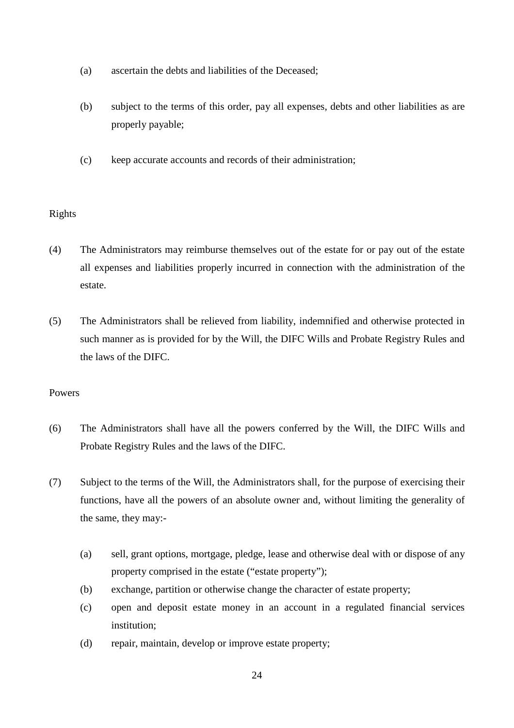(a) ascertain the debts and liabilities of the Deceased;

(b) subject to the terms of this order, pay all expenses, debts and other liabilities as are properly payable;

(c) keep accurate accounts and records of their administration;

Rights

(4) The Administrators may reimburse themselves out of the estate for or pay out of the estate all expenses and liabilities properly incurred in connection with the administration of the estate.

(5) The Administrators shall be relieved from liability, indemnified and otherwise protected in such manner as is provided for by the Will, the DIFC Wills and Probate Registry Rules and the laws of the DIFC.

Powers

(6) The Administrators shall have all the powers conferred by the Will, the DIFC Wills and Probate Registry Rules and the laws of the DIFC.

(7) Subject to the terms of the Will, the Administrators shall, for the purpose of exercising their functions, have all the powers of an absolute owner and, without limiting the generality of the same, they may:-

(a) sell, grant options, mortgage, pledge, lease and otherwise deal with or dispose of any property comprised in the estate ("estate property");

(b) exchange, partition or otherwise change the character of estate property;

(c) open and deposit estate money in an account in a regulated financial services institution;

(d) repair, maintain, develop or improve estate property;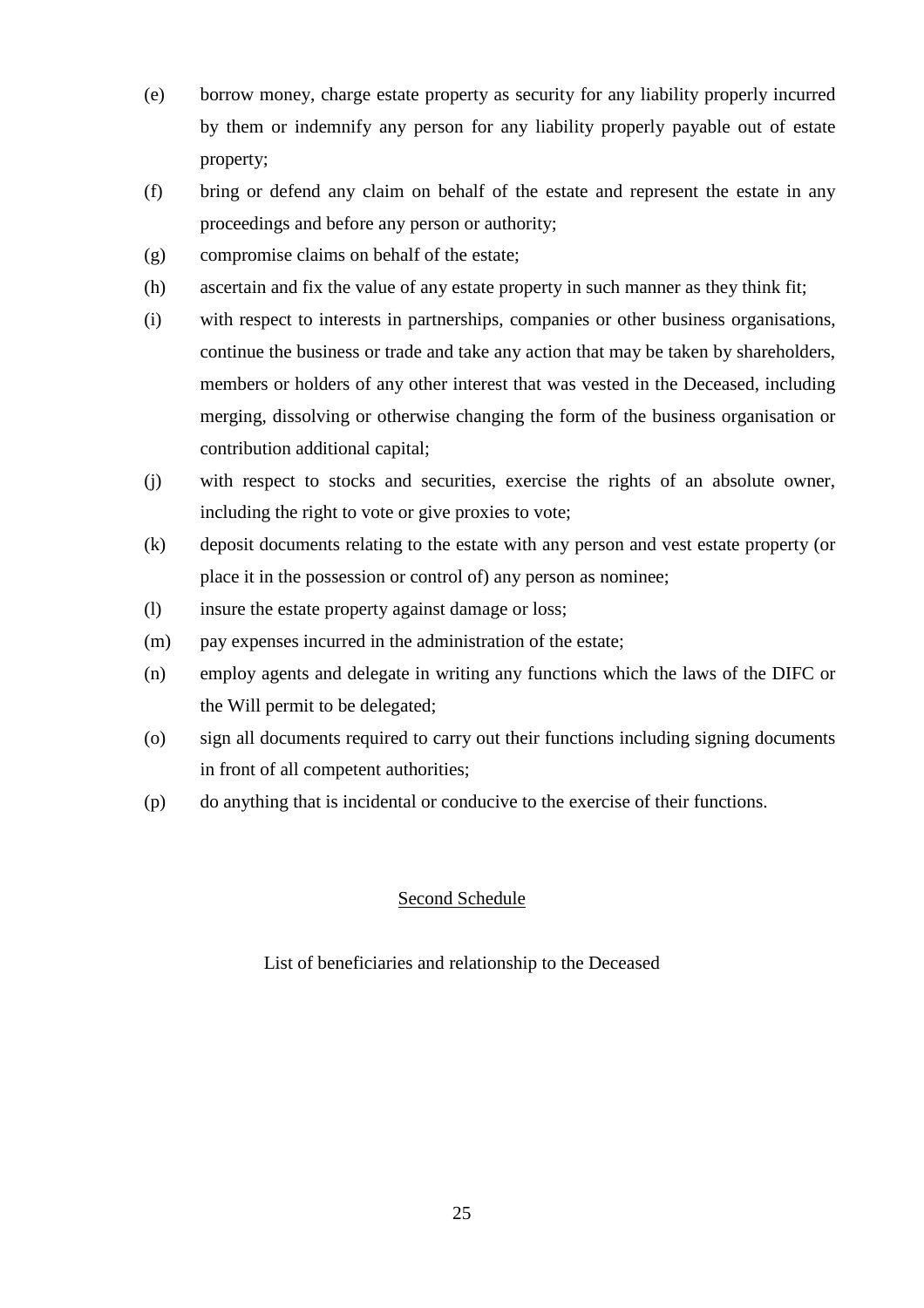(e) borrow money, charge estate property as security for any liability properly incurred by them or indemnify any person for any liability properly payable out of estate property;

(f) bring or defend any claim on behalf of the estate and represent the estate in any proceedings and before any person or authority;

(g) compromise claims on behalf of the estate;

(h) ascertain and fix the value of any estate property in such manner as they think fit;

(i) with respect to interests in partnerships, companies or other business organisations, continue the business or trade and take any action that may be taken by shareholders, members or holders of any other interest that was vested in the Deceased, including merging, dissolving or otherwise changing the form of the business organisation or contribution additional capital;

(j) with respect to stocks and securities, exercise the rights of an absolute owner, including the right to vote or give proxies to vote;

(k) deposit documents relating to the estate with any person and vest estate property (or place it in the possession or control of) any person as nominee;

(l) insure the estate property against damage or loss;

(m) pay expenses incurred in the administration of the estate;

(n) employ agents and delegate in writing any functions which the laws of the DIFC or the Will permit to be delegated;

(o) sign all documents required to carry out their functions including signing documents in front of all competent authorities;

(p) do anything that is incidental or conducive to the exercise of their functions.

## Second Schedule

List of beneficiaries and relationship to the Deceased